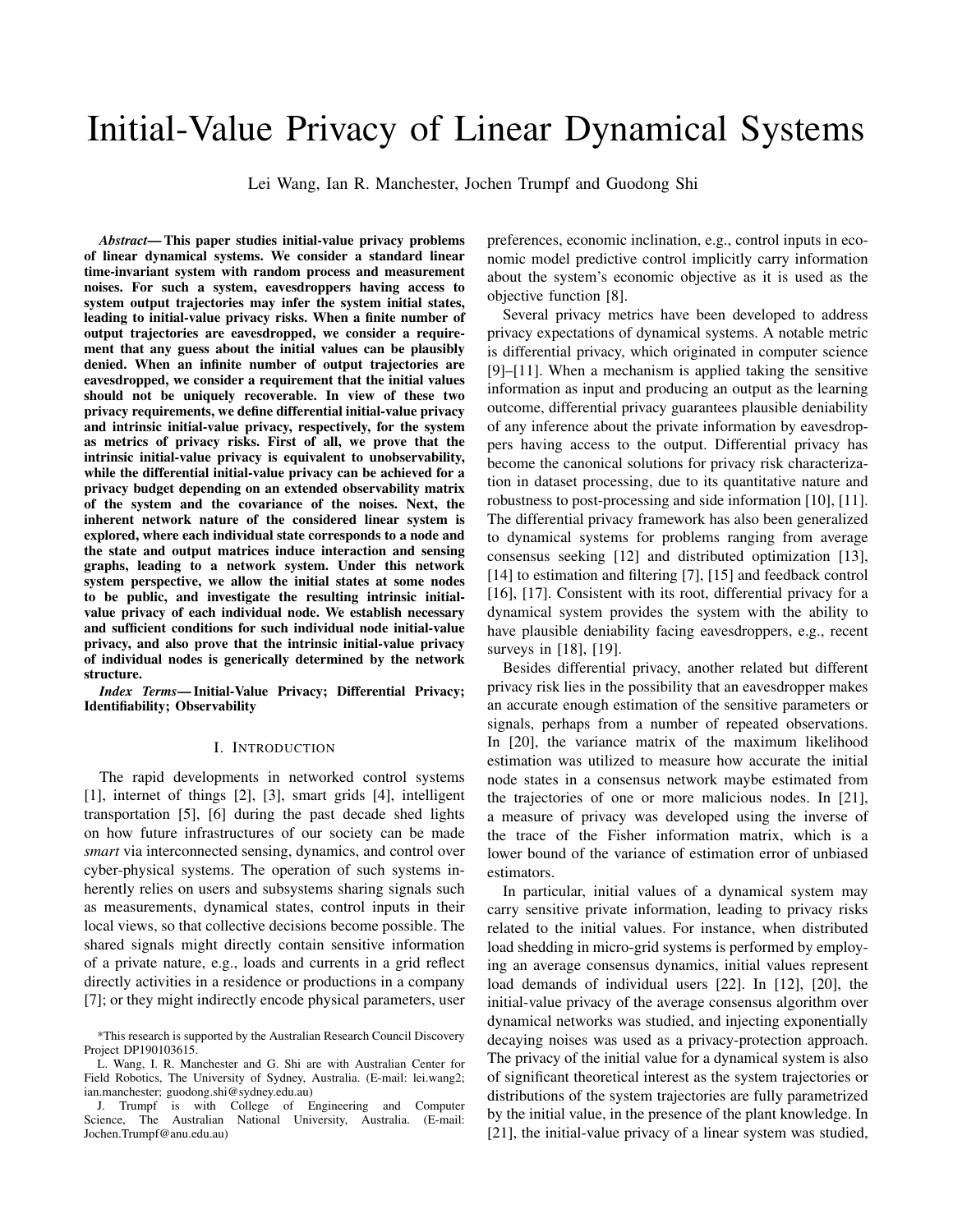# Initial-Value Privacy of Linear Dynamical Systems

Lei Wang, Ian R. Manchester, Jochen Trumpf and Guodong Shi

***Abstract*— This paper studies initial-value privacy problems of linear dynamical systems. We consider a standard linear time-invariant system with random process and measurement noises. For such a system, eavesdroppers having access to system output trajectories may infer the system initial states, leading to initial-value privacy risks. When a finite number of output trajectories are eavesdropped, we consider a requirement that any guess about the initial values can be plausibly denied. When an infinite number of output trajectories are eavesdropped, we consider a requirement that the initial values should not be uniquely recoverable. In view of these two privacy requirements, we define differential initial-value privacy and intrinsic initial-value privacy, respectively, for the system as metrics of privacy risks. First of all, we prove that the intrinsic initial-value privacy is equivalent to unobservability, while the differential initial-value privacy can be achieved for a privacy budget depending on an extended observability matrix of the system and the covariance of the noises. Next, the inherent network nature of the considered linear system is explored, where each individual state corresponds to a node and the state and output matrices induce interaction and sensing graphs, leading to a network system. Under this network system perspective, we allow the initial states at some nodes to be public, and investigate the resulting intrinsic initial-value privacy of each individual node. We establish necessary and sufficient conditions for such individual node initial-value privacy, and also prove that the intrinsic initial-value privacy of individual nodes is generically determined by the network structure.**

***Index Terms*— Initial-Value Privacy; Differential Privacy; Identifiability; Observability**

## I. Introduction

The rapid developments in networked control systems [1], internet of things [2], [3], smart grids [4], intelligent transportation [5], [6] during the past decade shed lights on how future infrastructures of our society can be made *smart* via interconnected sensing, dynamics, and control over cyber-physical systems. The operation of such systems inherently relies on users and subsystems sharing signals such as measurements, dynamical states, control inputs in their local views, so that collective decisions become possible. The shared signals might directly contain sensitive information of a private nature, e.g., loads and currents in a grid reflect directly activities in a residence or productions in a company [7]; or they might indirectly encode physical parameters, user preferences, economic inclination, e.g., control inputs in economic model predictive control implicitly carry information about the system's economic objective as it is used as the objective function [8].

Several privacy metrics have been developed to address privacy expectations of dynamical systems. A notable metric is differential privacy, which originated in computer science [9]–[11]. When a mechanism is applied taking the sensitive information as input and producing an output as the learning outcome, differential privacy guarantees plausible deniability of any inference about the private information by eavesdroppers having access to the output. Differential privacy has become the canonical solutions for privacy risk characterization in dataset processing, due to its quantitative nature and robustness to post-processing and side information [10], [11]. The differential privacy framework has also been generalized to dynamical systems for problems ranging from average consensus seeking [12] and distributed optimization [13], [14] to estimation and filtering [7], [15] and feedback control [16], [17]. Consistent with its root, differential privacy for a dynamical system provides the system with the ability to have plausible deniability facing eavesdroppers, e.g., recent surveys in [18], [19].

Besides differential privacy, another related but different privacy risk lies in the possibility that an eavesdropper makes an accurate enough estimation of the sensitive parameters or signals, perhaps from a number of repeated observations. In [20], the variance matrix of the maximum likelihood estimation was utilized to measure how accurate the initial node states in a consensus network maybe estimated from the trajectories of one or more malicious nodes. In [21], a measure of privacy was developed using the inverse of the trace of the Fisher information matrix, which is a lower bound of the variance of estimation error of unbiased estimators.

In particular, initial values of a dynamical system may carry sensitive private information, leading to privacy risks related to the initial values. For instance, when distributed load shedding in micro-grid systems is performed by employing an average consensus dynamics, initial values represent load demands of individual users [22]. In [12], [20], the initial-value privacy of the average consensus algorithm over dynamical networks was studied, and injecting exponentially decaying noises was used as a privacy-protection approach. The privacy of the initial value for a dynamical system is also of significant theoretical interest as the system trajectories or distributions of the system trajectories are fully parametrized by the initial value, in the presence of the plant knowledge. In [21], the initial-value privacy of a linear system was studied,

---

*This research is supported by the Australian Research Council Discovery Project DP190103615.

L. Wang, I. R. Manchester and G. Shi are with Australian Center for Field Robotics, The University of Sydney, Australia. (E-mail: lei.wang2; ian.manchester; guodong.shi@sydney.edu.au)

J. Trumpf is with College of Engineering and Computer Science, The Australian National University, Australia. (E-mail: Jochen.Trumpf@anu.edu.au)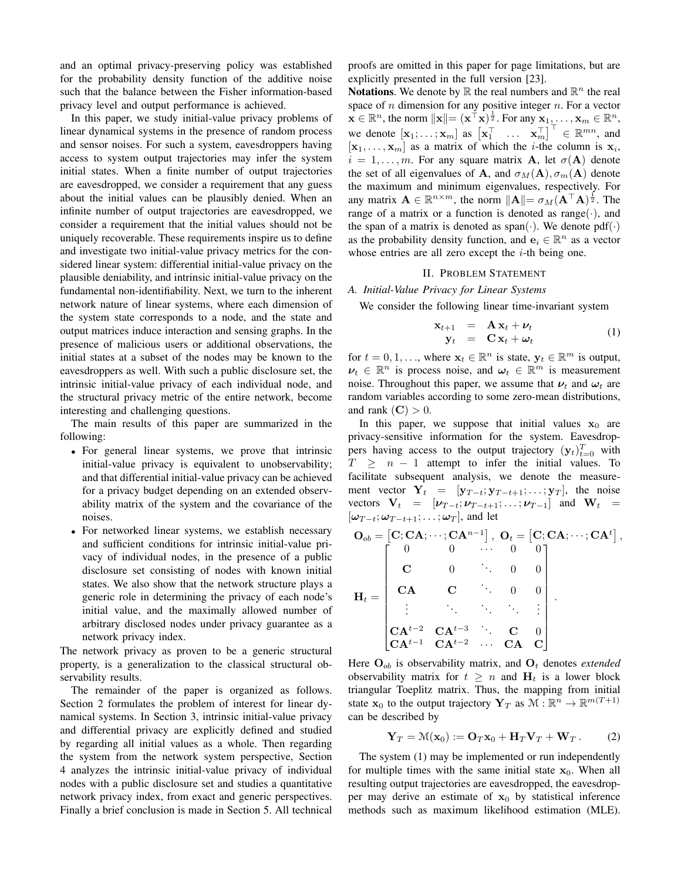and an optimal privacy-preserving policy was established for the probability density function of the additive noise such that the balance between the Fisher information-based privacy level and output performance is achieved.

In this paper, we study initial-value privacy problems of linear dynamical systems in the presence of random process and sensor noises. For such a system, eavesdroppers having access to system output trajectories may infer the system initial states. When a finite number of output trajectories are eavesdropped, we consider a requirement that any guess about the initial values can be plausibly denied. When an infinite number of output trajectories are eavesdropped, we consider a requirement that the initial values should not be uniquely recoverable. These requirements inspire us to define and investigate two initial-value privacy metrics for the considered linear system: differential initial-value privacy on the plausible deniability, and intrinsic initial-value privacy on the fundamental non-identifiability. Next, we turn to the inherent network nature of linear systems, where each dimension of the system state corresponds to a node, and the state and output matrices induce interaction and sensing graphs. In the presence of malicious users or additional observations, the initial states at a subset of the nodes may be known to the eavesdroppers as well. With such a public disclosure set, the intrinsic initial-value privacy of each individual node, and the structural privacy metric of the entire network, become interesting and challenging questions.

The main results of this paper are summarized in the following:

- For general linear systems, we prove that intrinsic initial-value privacy is equivalent to unobservability; and that differential initial-value privacy can be achieved for a privacy budget depending on an extended observability matrix of the system and the covariance of the noises.
- For networked linear systems, we establish necessary and sufficient conditions for intrinsic initial-value privacy of individual nodes, in the presence of a public disclosure set consisting of nodes with known initial states. We also show that the network structure plays a generic role in determining the privacy of each node's initial value, and the maximally allowed number of arbitrary disclosed nodes under privacy guarantee as a network privacy index.

The network privacy as proven to be a generic structural property, is a generalization to the classical structural observability results.

The remainder of the paper is organized as follows. Section 2 formulates the problem of interest for linear dynamical systems. In Section 3, intrinsic initial-value privacy and differential privacy are explicitly defined and studied by regarding all initial values as a whole. Then regarding the system from the network system perspective, Section 4 analyzes the intrinsic initial-value privacy of individual nodes with a public disclosure set and studies a quantitative network privacy index, from exact and generic perspectives. Finally a brief conclusion is made in Section 5. All technical proofs are omitted in this paper for page limitations, but are explicitly presented in the full version [23].

**Notations**. We denote by $\mathbb{R}$ the real numbers and $\mathbb{R}^n$ the real space of $n$ dimension for any positive integer $n$. For a vector $\mathbf{x} \in \mathbb{R}^n$, the norm $\|\mathbf{x}\| = (\mathbf{x}^\top \mathbf{x})^{\frac{1}{2}}$. For any $\mathbf{x}_1, \ldots, \mathbf{x}_m \in \mathbb{R}^n$, we denote $[\mathbf{x}_1; \ldots; \mathbf{x}_m]$ as $\begin{bmatrix}\mathbf{x}_1^\top & \ldots & \mathbf{x}_m^\top\end{bmatrix}^\top \in \mathbb{R}^{mn}$, and $[\mathbf{x}_1, \ldots, \mathbf{x}_m]$ as a matrix of which the $i$-the column is $\mathbf{x}_i$, $i = 1, \ldots, m$. For any square matrix $\mathbf{A}$, let $\sigma(\mathbf{A})$ denote the set of all eigenvalues of $\mathbf{A}$, and $\sigma_M(\mathbf{A}), \sigma_m(\mathbf{A})$ denote the maximum and minimum eigenvalues, respectively. For any matrix $\mathbf{A} \in \mathbb{R}^{n\times m}$, the norm $\|\mathbf{A}\| = \sigma_M(\mathbf{A}^\top \mathbf{A})^{\frac{1}{2}}$. The range of a matrix or a function is denoted as range$(\cdot)$, and the span of a matrix is denoted as span$(\cdot)$. We denote pdf$(\cdot)$ as the probability density function, and $\mathbf{e}_i \in \mathbb{R}^n$ as a vector whose entries are all zero except the $i$-th being one.

## II. Problem Statement

### A. Initial-Value Privacy for Linear Systems

We consider the following linear time-invariant system

$$
\begin{aligned}
\mathbf{x}_{t+1} &= \mathbf{A}\,\mathbf{x}_t + \boldsymbol{\nu}_t \\
\mathbf{y}_t &= \mathbf{C}\,\mathbf{x}_t + \boldsymbol{\omega}_t
\end{aligned}
\tag{1}
$$

for $t = 0, 1, \ldots$, where $\mathbf{x}_t \in \mathbb{R}^n$ is state, $\mathbf{y}_t \in \mathbb{R}^m$ is output, $\boldsymbol{\nu}_t \in \mathbb{R}^n$ is process noise, and $\boldsymbol{\omega}_t \in \mathbb{R}^m$ is measurement noise. Throughout this paper, we assume that $\boldsymbol{\nu}_t$ and $\boldsymbol{\omega}_t$ are random variables according to some zero-mean distributions, and rank $(\mathbf{C}) > 0$.

In this paper, we suppose that initial values $\mathbf{x}_0$ are privacy-sensitive information for the system. Eavesdroppers having access to the output trajectory $(\mathbf{y}_t)_{t=0}^T$ with $T \geq n-1$ attempt to infer the initial values. To facilitate subsequent analysis, we denote the measurement vector $\mathbf{Y}_t = [\mathbf{y}_{T-t}; \mathbf{y}_{T-t+1}; \ldots; \mathbf{y}_T]$, the noise vectors $\mathbf{V}_t = [\boldsymbol{\nu}_{T-t}; \boldsymbol{\nu}_{T-t+1}; \ldots; \boldsymbol{\nu}_{T-1}]$ and $\mathbf{W}_t = [\boldsymbol{\omega}_{T-t}; \boldsymbol{\omega}_{T-t+1}; \ldots; \boldsymbol{\omega}_T]$, and let

$$
\mathbf{O}_{ob} = \left[\mathbf{C}; \mathbf{C}\mathbf{A}; \cdots; \mathbf{C}\mathbf{A}^{n-1}\right],\ \mathbf{O}_t = \left[\mathbf{C}; \mathbf{C}\mathbf{A}; \cdots; \mathbf{C}\mathbf{A}^{t}\right],
$$

$$
\mathbf{H}_t = \begin{bmatrix}
0 & 0 & \cdots & 0 & 0 \\
\mathbf{C} & 0 & \ddots & 0 & 0 \\
\mathbf{C}\mathbf{A} & \mathbf{C} & \ddots & 0 & 0 \\
\vdots & \ddots & \ddots & \ddots & \vdots \\
\mathbf{C}\mathbf{A}^{t-2} & \mathbf{C}\mathbf{A}^{t-3} & \ddots & \mathbf{C} & 0 \\
\mathbf{C}\mathbf{A}^{t-1} & \mathbf{C}\mathbf{A}^{t-2} & \cdots & \mathbf{C}\mathbf{A} & \mathbf{C}
\end{bmatrix}.
$$

Here $\mathbf{O}_{ob}$ is observability matrix, and $\mathbf{O}_t$ denotes *extended* observability matrix for $t \geq n$ and $\mathbf{H}_t$ is a lower block triangular Toeplitz matrix. Thus, the mapping from initial state $\mathbf{x}_0$ to the output trajectory $\mathbf{Y}_T$ as $\mathcal{M}: \mathbb{R}^n \to \mathbb{R}^{m(T+1)}$ can be described by

$$
\mathbf{Y}_T = \mathcal{M}(\mathbf{x}_0) := \mathbf{O}_T \mathbf{x}_0 + \mathbf{H}_T \mathbf{V}_T + \mathbf{W}_T\,. \tag{2}
$$

The system (1) may be implemented or run independently for multiple times with the same initial state $\mathbf{x}_0$. When all resulting output trajectories are eavesdropped, the eavesdropper may derive an estimate of $\mathbf{x}_0$ by statistical inference methods such as maximum likelihood estimation (MLE).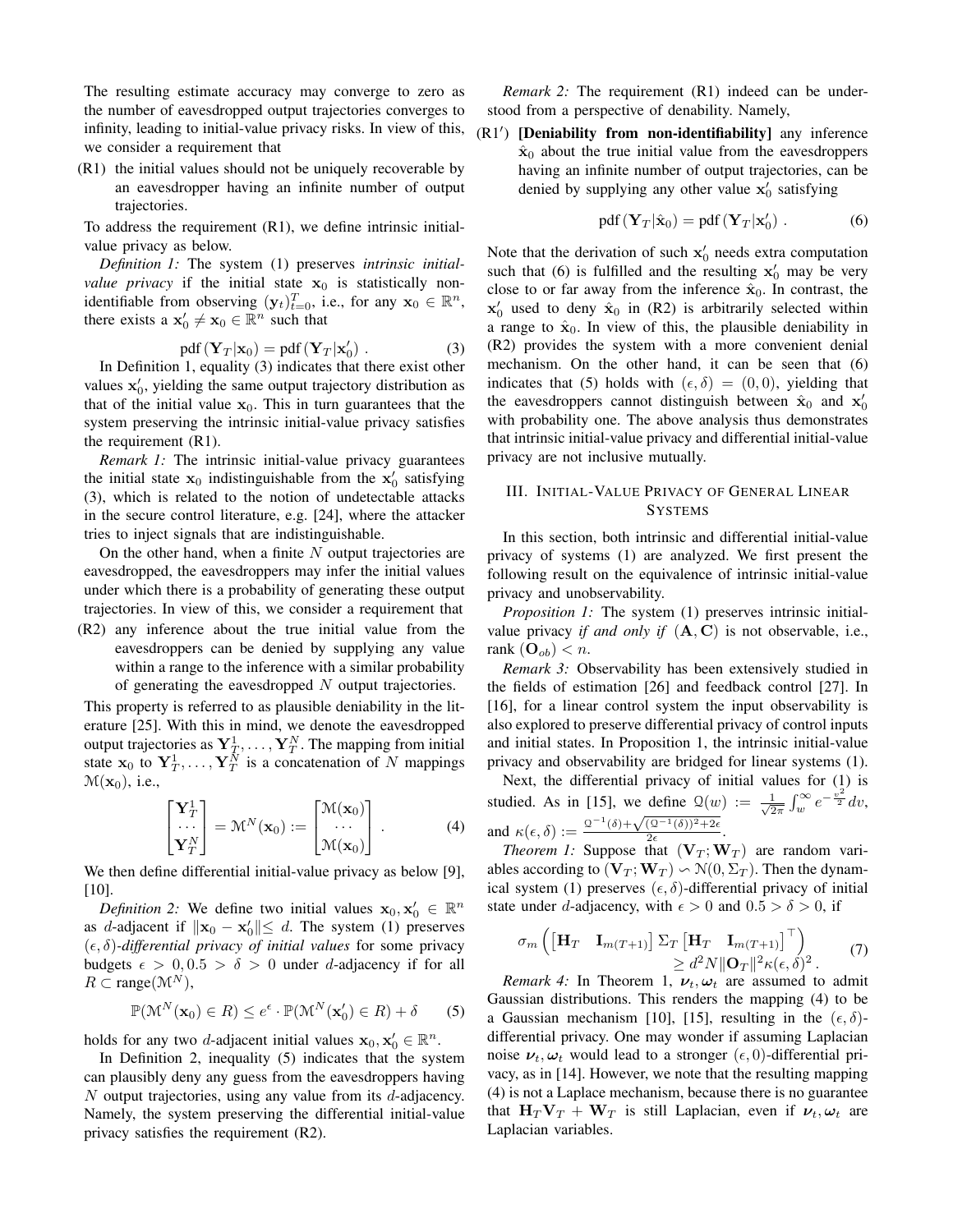The resulting estimate accuracy may converge to zero as the number of eavesdropped output trajectories converges to infinity, leading to initial-value privacy risks. In view of this, we consider a requirement that

(R1) the initial values should not be uniquely recoverable by an eavesdropper having an infinite number of output trajectories.

To address the requirement (R1), we define intrinsic initial-value privacy as below.

*Definition 1:* The system (1) preserves *intrinsic initial-value privacy* if the initial state $\mathbf{x}_0$ is statistically non-identifiable from observing $(\mathbf{y}_t)_{t=0}^T$, i.e., for any $\mathbf{x}_0 \in \mathbb{R}^n$, there exists a $\mathbf{x}_0' \neq \mathbf{x}_0 \in \mathbb{R}^n$ such that

$$\mathrm{pdf}\left(\mathbf{Y}_T|\mathbf{x}_0\right) = \mathrm{pdf}\left(\mathbf{Y}_T|\mathbf{x}_0'\right) . \tag{3}$$

In Definition 1, equality (3) indicates that there exist other values $\mathbf{x}_0'$, yielding the same output trajectory distribution as that of the initial value $\mathbf{x}_0$. This in turn guarantees that the system preserving the intrinsic initial-value privacy satisfies the requirement (R1).

*Remark 1:* The intrinsic initial-value privacy guarantees the initial state $\mathbf{x}_0$ indistinguishable from the $\mathbf{x}_0'$ satisfying (3), which is related to the notion of undetectable attacks in the secure control literature, e.g. [24], where the attacker tries to inject signals that are indistinguishable.

On the other hand, when a finite $N$ output trajectories are eavesdropped, the eavesdroppers may infer the initial values under which there is a probability of generating these output trajectories. In view of this, we consider a requirement that

(R2) any inference about the true initial value from the eavesdroppers can be denied by supplying any value within a range to the inference with a similar probability of generating the eavesdropped $N$ output trajectories.

This property is referred to as plausible deniability in the literature [25]. With this in mind, we denote the eavesdropped output trajectories as $\mathbf{Y}_T^1, \dots, \mathbf{Y}_T^N$. The mapping from initial state $\mathbf{x}_0$ to $\mathbf{Y}_T^1, \dots, \mathbf{Y}_T^N$ is a concatenation of $N$ mappings $\mathcal{M}(\mathbf{x}_0)$, i.e.,

$$\begin{bmatrix} \mathbf{Y}_T^1 \\ \cdots \\ \mathbf{Y}_T^N \end{bmatrix} = \mathcal{M}^N(\mathbf{x}_0) := \begin{bmatrix} \mathcal{M}(\mathbf{x}_0) \\ \cdots \\ \mathcal{M}(\mathbf{x}_0) \end{bmatrix} . \tag{4}$$

We then define differential initial-value privacy as below [9], [10].

*Definition 2:* We define two initial values $\mathbf{x}_0, \mathbf{x}_0' \in \mathbb{R}^n$ as $d$-adjacent if $\|\mathbf{x}_0 - \mathbf{x}_0'\| \leq d$. The system (1) preserves *$(\epsilon, \delta)$-differential privacy of initial values* for some privacy budgets $\epsilon > 0, 0.5 > \delta > 0$ under $d$-adjacency if for all $R \subset \mathrm{range}(\mathcal{M}^N)$,

$$\mathbb{P}(\mathcal{M}^N(\mathbf{x}_0) \in R) \leq e^{\epsilon} \cdot \mathbb{P}(\mathcal{M}^N(\mathbf{x}_0') \in R) + \delta \tag{5}$$

holds for any two $d$-adjacent initial values $\mathbf{x}_0, \mathbf{x}_0' \in \mathbb{R}^n$.

In Definition 2, inequality (5) indicates that the system can plausibly deny any guess from the eavesdroppers having $N$ output trajectories, using any value from its $d$-adjacency. Namely, the system preserving the differential initial-value privacy satisfies the requirement (R2).

*Remark 2:* The requirement (R1) indeed can be understood from a perspective of denability. Namely,

(R1′) **[Deniability from non-identifiability]** any inference $\hat{\mathbf{x}}_0$ about the true initial value from the eavesdroppers having an infinite number of output trajectories, can be denied by supplying any other value $\mathbf{x}_0'$ satisfying

$$\mathrm{pdf}\left(\mathbf{Y}_T|\hat{\mathbf{x}}_0\right) = \mathrm{pdf}\left(\mathbf{Y}_T|\mathbf{x}_0'\right) . \tag{6}$$

Note that the derivation of such $\mathbf{x}_0'$ needs extra computation such that (6) is fulfilled and the resulting $\mathbf{x}_0'$ may be very close to or far away from the inference $\hat{\mathbf{x}}_0$. In contrast, the $\mathbf{x}_0'$ used to deny $\hat{\mathbf{x}}_0$ in (R2) is arbitrarily selected within a range to $\hat{\mathbf{x}}_0$. In view of this, the plausible deniability in (R2) provides the system with a more convenient denial mechanism. On the other hand, it can be seen that (6) indicates that (5) holds with $(\epsilon, \delta) = (0, 0)$, yielding that the eavesdroppers cannot distinguish between $\hat{\mathbf{x}}_0$ and $\mathbf{x}_0'$ with probability one. The above analysis thus demonstrates that intrinsic initial-value privacy and differential initial-value privacy are not inclusive mutually.

## III. Initial-Value Privacy of General Linear Systems

In this section, both intrinsic and differential initial-value privacy of systems (1) are analyzed. We first present the following result on the equivalence of intrinsic initial-value privacy and unobservability.

*Proposition 1:* The system (1) preserves intrinsic initial-value privacy *if and only if* $(\mathbf{A}, \mathbf{C})$ is not observable, i.e., rank $(\mathbf{O}_{ob}) < n$.

*Remark 3:* Observability has been extensively studied in the fields of estimation [26] and feedback control [27]. In [16], for a linear control system the input observability is also explored to preserve differential privacy of control inputs and initial states. In Proposition 1, the intrinsic initial-value privacy and observability are bridged for linear systems (1).

Next, the differential privacy of initial values for (1) is studied. As in [15], we define $\mathcal{Q}(w) := \frac{1}{\sqrt{2\pi}} \int_w^{\infty} e^{-\frac{v^2}{2}} dv$, and $\kappa(\epsilon, \delta) := \frac{\mathcal{Q}^{-1}(\delta) + \sqrt{(\mathcal{Q}^{-1}(\delta))^2 + 2\epsilon}}{2\epsilon}$.

*Theorem 1:* Suppose that $(\mathbf{V}_T; \mathbf{W}_T)$ are random variables according to $(\mathbf{V}_T; \mathbf{W}_T) \backsim \mathcal{N}(0, \Sigma_T)$. Then the dynamical system (1) preserves $(\epsilon, \delta)$-differential privacy of initial state under $d$-adjacency, with $\epsilon > 0$ and $0.5 > \delta > 0$, if

$$\sigma_m\left(\begin{bmatrix} \mathbf{H}_T & \mathbf{I}_{m(T+1)} \end{bmatrix} \Sigma_T \begin{bmatrix} \mathbf{H}_T & \mathbf{I}_{m(T+1)} \end{bmatrix}^\top\right) \geq d^2 N \|\mathbf{O}_T\|^2 \kappa(\epsilon, \delta)^2 . \tag{7}$$

*Remark 4:* In Theorem 1, $\boldsymbol{\nu}_t, \boldsymbol{\omega}_t$ are assumed to admit Gaussian distributions. This renders the mapping (4) to be a Gaussian mechanism [10], [15], resulting in the $(\epsilon, \delta)$-differential privacy. One may wonder if assuming Laplacian noise $\boldsymbol{\nu}_t, \boldsymbol{\omega}_t$ would lead to a stronger $(\epsilon, 0)$-differential privacy, as in [14]. However, we note that the resulting mapping (4) is not a Laplace mechanism, because there is no guarantee that $\mathbf{H}_T\mathbf{V}_T + \mathbf{W}_T$ is still Laplacian, even if $\boldsymbol{\nu}_t, \boldsymbol{\omega}_t$ are Laplacian variables.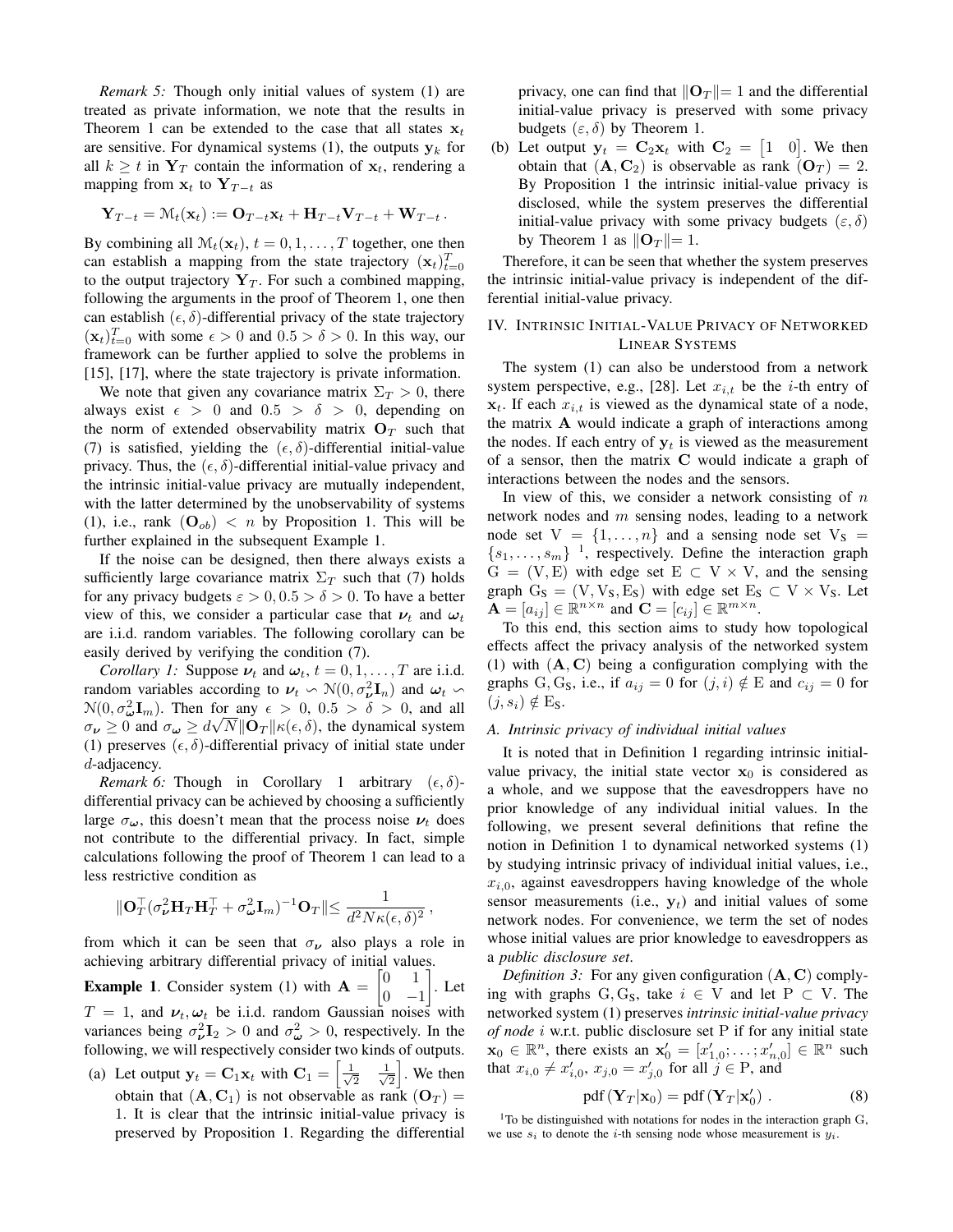*Remark 5:* Though only initial values of system (1) are treated as private information, we note that the results in Theorem 1 can be extended to the case that all states $\mathbf{x}_t$ are sensitive. For dynamical systems (1), the outputs $\mathbf{y}_k$ for all $k \geq t$ in $\mathbf{Y}_T$ contain the information of $\mathbf{x}_t$, rendering a mapping from $\mathbf{x}_t$ to $\mathbf{Y}_{T-t}$ as

$$\mathbf{Y}_{T-t} = \mathcal{M}_t(\mathbf{x}_t) := \mathbf{O}_{T-t}\mathbf{x}_t + \mathbf{H}_{T-t}\mathbf{V}_{T-t} + \mathbf{W}_{T-t}\,.$$

By combining all $\mathcal{M}_t(\mathbf{x}_t)$, $t = 0, 1, \ldots, T$ together, one then can establish a mapping from the state trajectory $(\mathbf{x}_t)_{t=0}^T$ to the output trajectory $\mathbf{Y}_T$. For such a combined mapping, following the arguments in the proof of Theorem 1, one then can establish $(\epsilon, \delta)$-differential privacy of the state trajectory $(\mathbf{x}_t)_{t=0}^T$ with some $\epsilon > 0$ and $0.5 > \delta > 0$. In this way, our framework can be further applied to solve the problems in [15], [17], where the state trajectory is private information.

We note that given any covariance matrix $\Sigma_T > 0$, there always exist $\epsilon > 0$ and $0.5 > \delta > 0$, depending on the norm of extended observability matrix $\mathbf{O}_T$ such that (7) is satisfied, yielding the $(\epsilon, \delta)$-differential initial-value privacy. Thus, the $(\epsilon, \delta)$-differential initial-value privacy and the intrinsic initial-value privacy are mutually independent, with the latter determined by the unobservability of systems (1), i.e., rank $(\mathbf{O}_{ob}) < n$ by Proposition 1. This will be further explained in the subsequent Example 1.

If the noise can be designed, then there always exists a sufficiently large covariance matrix $\Sigma_T$ such that (7) holds for any privacy budgets $\varepsilon > 0, 0.5 > \delta > 0$. To have a better view of this, we consider a particular case that $\boldsymbol{\nu}_t$ and $\boldsymbol{\omega}_t$ are i.i.d. random variables. The following corollary can be easily derived by verifying the condition (7).

*Corollary 1:* Suppose $\boldsymbol{\nu}_t$ and $\boldsymbol{\omega}_t$, $t = 0, 1, \ldots, T$ are i.i.d. random variables according to $\boldsymbol{\nu}_t \backsim \mathcal{N}(0, \sigma_{\boldsymbol{\nu}}^2 \mathbf{I}_n)$ and $\boldsymbol{\omega}_t \backsim \mathcal{N}(0, \sigma_{\boldsymbol{\omega}}^2 \mathbf{I}_m)$. Then for any $\epsilon > 0$, $0.5 > \delta > 0$, and all $\sigma_{\boldsymbol{\nu}} \geq 0$ and $\sigma_{\boldsymbol{\omega}} \geq d\sqrt{N}\|\mathbf{O}_T\|\kappa(\epsilon, \delta)$, the dynamical system (1) preserves $(\epsilon, \delta)$-differential privacy of initial state under $d$-adjacency.

*Remark 6:* Though in Corollary 1 arbitrary $(\epsilon, \delta)$-differential privacy can be achieved by choosing a sufficiently large $\sigma_{\boldsymbol{\omega}}$, this doesn't mean that the process noise $\boldsymbol{\nu}_t$ does not contribute to the differential privacy. In fact, simple calculations following the proof of Theorem 1 can lead to a less restrictive condition as

$$\|\mathbf{O}_T^\top(\sigma_{\boldsymbol{\nu}}^2 \mathbf{H}_T \mathbf{H}_T^\top + \sigma_{\boldsymbol{\omega}}^2 \mathbf{I}_m)^{-1} \mathbf{O}_T\| \leq \frac{1}{d^2 N \kappa(\epsilon, \delta)^2}\,,$$

from which it can be seen that $\sigma_{\boldsymbol{\nu}}$ also plays a role in achieving arbitrary differential privacy of initial values.

**Example 1**. Consider system (1) with $\mathbf{A} = \begin{bmatrix} 0 & 1 \\ 0 & -1 \end{bmatrix}$. Let $T = 1$, and $\boldsymbol{\nu}_t, \boldsymbol{\omega}_t$ be i.i.d. random Gaussian noises with variances being $\sigma_{\boldsymbol{\nu}}^2 \mathbf{I}_2 > 0$ and $\sigma_{\boldsymbol{\omega}}^2 > 0$, respectively. In the following, we will respectively consider two kinds of outputs.

(a) Let output $\mathbf{y}_t = \mathbf{C}_1 \mathbf{x}_t$ with $\mathbf{C}_1 = \begin{bmatrix} \frac{1}{\sqrt{2}} & \frac{1}{\sqrt{2}} \end{bmatrix}$. We then obtain that $(\mathbf{A}, \mathbf{C}_1)$ is not observable as rank $(\mathbf{O}_T) = 1$. It is clear that the intrinsic initial-value privacy is preserved by Proposition 1. Regarding the differential privacy, one can find that $\|\mathbf{O}_T\| = 1$ and the differential initial-value privacy is preserved with some privacy budgets $(\varepsilon, \delta)$ by Theorem 1.

(b) Let output $\mathbf{y}_t = \mathbf{C}_2 \mathbf{x}_t$ with $\mathbf{C}_2 = \begin{bmatrix} 1 & 0 \end{bmatrix}$. We then obtain that $(\mathbf{A}, \mathbf{C}_2)$ is observable as rank $(\mathbf{O}_T) = 2$. By Proposition 1 the intrinsic initial-value privacy is disclosed, while the system preserves the differential initial-value privacy with some privacy budgets $(\varepsilon, \delta)$ by Theorem 1 as $\|\mathbf{O}_T\| = 1$.

Therefore, it can be seen that whether the system preserves the intrinsic initial-value privacy is independent of the differential initial-value privacy.

## IV. Intrinsic Initial-Value Privacy of Networked Linear Systems

The system (1) can also be understood from a network system perspective, e.g., [28]. Let $x_{i,t}$ be the $i$-th entry of $\mathbf{x}_t$. If each $x_{i,t}$ is viewed as the dynamical state of a node, the matrix $\mathbf{A}$ would indicate a graph of interactions among the nodes. If each entry of $\mathbf{y}_t$ is viewed as the measurement of a sensor, then the matrix $\mathbf{C}$ would indicate a graph of interactions between the nodes and the sensors.

In view of this, we consider a network consisting of $n$ network nodes and $m$ sensing nodes, leading to a network node set $\mathrm{V} = \{1, \ldots, n\}$ and a sensing node set $\mathrm{V}_\mathrm{S} = \{s_1, \ldots, s_m\}$ [1], respectively. Define the interaction graph $\mathrm{G} = (\mathrm{V}, \mathrm{E})$ with edge set $\mathrm{E} \subset \mathrm{V} \times \mathrm{V}$, and the sensing graph $\mathrm{G}_\mathrm{S} = (\mathrm{V}, \mathrm{V}_\mathrm{S}, \mathrm{E}_\mathrm{S})$ with edge set $\mathrm{E}_\mathrm{S} \subset \mathrm{V} \times \mathrm{V}_\mathrm{S}$. Let $\mathbf{A} = [a_{ij}] \in \mathbb{R}^{n \times n}$ and $\mathbf{C} = [c_{ij}] \in \mathbb{R}^{m \times n}$.

To this end, this section aims to study how topological effects affect the privacy analysis of the networked system (1) with $(\mathbf{A}, \mathbf{C})$ being a configuration complying with the graphs $\mathrm{G}, \mathrm{G}_\mathrm{S}$, i.e., if $a_{ij} = 0$ for $(j, i) \notin \mathrm{E}$ and $c_{ij} = 0$ for $(j, s_i) \notin \mathrm{E}_\mathrm{S}$.

### A. Intrinsic privacy of individual initial values

It is noted that in Definition 1 regarding intrinsic initial-value privacy, the initial state vector $\mathbf{x}_0$ is considered as a whole, and we suppose that the eavesdroppers have no prior knowledge of any individual initial values. In the following, we present several definitions that refine the notion in Definition 1 to dynamical networked systems (1) by studying intrinsic privacy of individual initial values, i.e., $x_{i,0}$, against eavesdroppers having knowledge of the whole sensor measurements (i.e., $\mathbf{y}_t$) and initial values of some network nodes. For convenience, we term the set of nodes whose initial values are prior knowledge to eavesdroppers as a *public disclosure set*.

*Definition 3:* For any given configuration $(\mathbf{A}, \mathbf{C})$ complying with graphs $\mathrm{G}, \mathrm{G}_\mathrm{S}$, take $i \in \mathrm{V}$ and let $\mathrm{P} \subset \mathrm{V}$. The networked system (1) preserves *intrinsic initial-value privacy of node* $i$ w.r.t. public disclosure set $\mathrm{P}$ if for any initial state $\mathbf{x}_0 \in \mathbb{R}^n$, there exists an $\mathbf{x}_0' = [x_{1,0}'; \ldots; x_{n,0}'] \in \mathbb{R}^n$ such that $x_{i,0} \neq x_{i,0}'$, $x_{j,0} = x_{j,0}'$ for all $j \in \mathrm{P}$, and

$$\mathrm{pdf}\left(\mathbf{Y}_T | \mathbf{x}_0\right) = \mathrm{pdf}\left(\mathbf{Y}_T | \mathbf{x}_0'\right)\,. \tag{8}$$

[1] To be distinguished with notations for nodes in the interaction graph G, we use $s_i$ to denote the $i$-th sensing node whose measurement is $y_i$.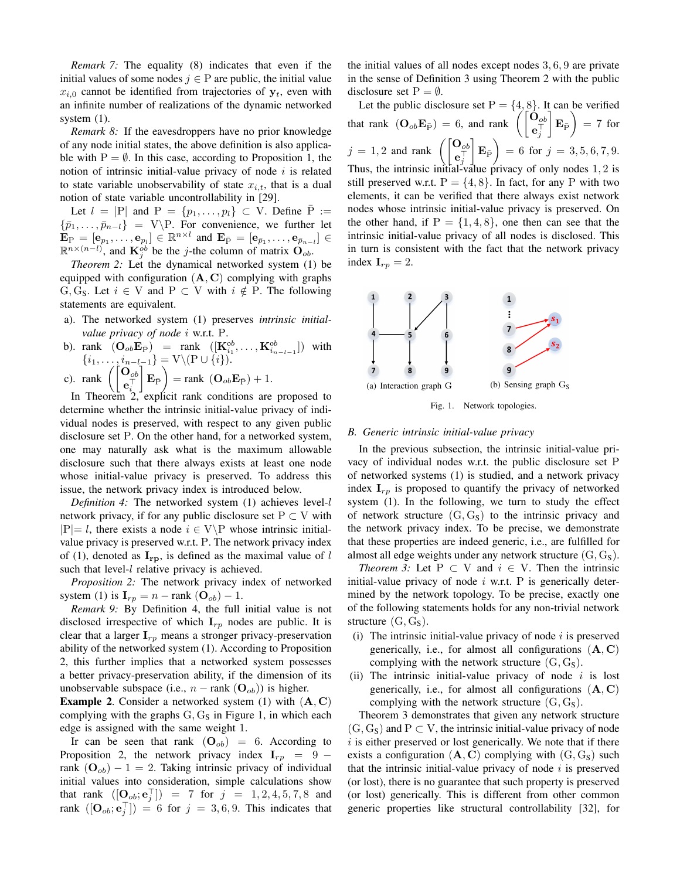*Remark 7:* The equality (8) indicates that even if the initial values of some nodes $j \in \mathrm{P}$ are public, the initial value $x_{i,0}$ cannot be identified from trajectories of $\mathbf{y}_t$, even with an infinite number of realizations of the dynamic networked system (1).

*Remark 8:* If the eavesdroppers have no prior knowledge of any node initial states, the above definition is also applicable with $\mathrm{P} = \emptyset$. In this case, according to Proposition 1, the notion of intrinsic initial-value privacy of node $i$ is related to state variable unobservability of state $x_{i,t}$, that is a dual notion of state variable uncontrollability in [29].

Let $l = |\mathrm{P}|$ and $\mathrm{P} = \{p_1, \dots, p_l\} \subset \mathrm{V}$. Define $\bar{\mathrm{P}} := \{\bar{p}_1, \dots, \bar{p}_{n-l}\} = \mathrm{V} \backslash \mathrm{P}$. For convenience, we further let $\mathbf{E}_{\mathrm{P}} = [\mathbf{e}_{p_1}, \dots, \mathbf{e}_{p_l}] \in \mathbb{R}^{n \times l}$ and $\mathbf{E}_{\bar{\mathrm{P}}} = [\mathbf{e}_{\bar{p}_1}, \dots, \mathbf{e}_{\bar{p}_{n-l}}] \in \mathbb{R}^{n \times (n-l)}$, and $\mathbf{K}_j^{ob}$ be the $j$-the column of matrix $\mathbf{O}_{ob}$.

*Theorem 2:* Let the dynamical networked system (1) be equipped with configuration $(\mathbf{A}, \mathbf{C})$ complying with graphs $\mathrm{G}, \mathrm{G}_{\mathrm{S}}$. Let $i \in \mathrm{V}$ and $\mathrm{P} \subset \mathrm{V}$ with $i \notin \mathrm{P}$. The following statements are equivalent.

a). The networked system (1) preserves *intrinsic initial-value privacy of node* $i$ w.r.t. $\mathrm{P}$.

b). rank $(\mathbf{O}_{ob}\mathbf{E}_{\bar{\mathrm{P}}})$ = rank $([\mathbf{K}_{i_1}^{ob}, \dots, \mathbf{K}_{i_{n-l-1}}^{ob}])$ with $\{i_1, \dots, i_{n-l-1}\} = \mathrm{V} \backslash (\mathrm{P} \cup \{i\})$.

c). rank $\left( \begin{bmatrix} \mathbf{O}_{ob} \\ \mathbf{e}_i^\top \end{bmatrix} \mathbf{E}_{\bar{\mathrm{P}}} \right)$ = rank $(\mathbf{O}_{ob}\mathbf{E}_{\bar{\mathrm{P}}}) + 1$.

In Theorem 2, explicit rank conditions are proposed to determine whether the intrinsic initial-value privacy of individual nodes is preserved, with respect to any given public disclosure set P. On the other hand, for a networked system, one may naturally ask what is the maximum allowable disclosure such that there always exists at least one node whose initial-value privacy is preserved. To address this issue, the network privacy index is introduced below.

*Definition 4:* The networked system (1) achieves level-$l$ network privacy, if for any public disclosure set $\mathrm{P} \subset \mathrm{V}$ with $|\mathrm{P}| = l$, there exists a node $i \in \mathrm{V} \backslash \mathrm{P}$ whose intrinsic initial-value privacy is preserved w.r.t. P. The network privacy index of (1), denoted as $\mathbf{I_{rp}}$, is defined as the maximal value of $l$ such that level-$l$ relative privacy is achieved.

*Proposition 2:* The network privacy index of networked system (1) is $\mathbf{I}_{rp} = n - \text{rank}\ (\mathbf{O}_{ob}) - 1$.

*Remark 9:* By Definition 4, the full initial value is not disclosed irrespective of which $\mathbf{I}_{rp}$ nodes are public. It is clear that a larger $\mathbf{I}_{rp}$ means a stronger privacy-preservation ability of the networked system (1). According to Proposition 2, this further implies that a networked system possesses a better privacy-preservation ability, if the dimension of its unobservable subspace (i.e., $n - \text{rank}\ (\mathbf{O}_{ob})$) is higher.

**Example 2**. Consider a networked system (1) with $(\mathbf{A}, \mathbf{C})$ complying with the graphs $\mathrm{G}, \mathrm{G}_{\mathrm{S}}$ in Figure 1, in which each edge is assigned with the same weight 1.

Ir can be seen that rank $(\mathbf{O}_{ob}) = 6$. According to Proposition 2, the network privacy index $\mathbf{I}_{rp} = 9 - \text{rank}\ (\mathbf{O}_{ob}) - 1 = 2$. Taking intrinsic privacy of individual initial values into consideration, simple calculations show that rank $([\mathbf{O}_{ob}; \mathbf{e}_j^\top]) = 7$ for $j = 1, 2, 4, 5, 7, 8$ and rank $([\mathbf{O}_{ob}; \mathbf{e}_j^\top]) = 6$ for $j = 3, 6, 9$. This indicates that the initial values of all nodes except nodes $3, 6, 9$ are private in the sense of Definition 3 using Theorem 2 with the public disclosure set $\mathrm{P} = \emptyset$.

Let the public disclosure set $\mathrm{P} = \{4, 8\}$. It can be verified that rank $(\mathbf{O}_{ob}\mathbf{E}_{\bar{\mathrm{P}}}) = 6$, and rank $\left( \begin{bmatrix} \mathbf{O}_{ob} \\ \mathbf{e}_j^\top \end{bmatrix} \mathbf{E}_{\bar{\mathrm{P}}} \right) = 7$ for $j = 1, 2$ and rank $\left( \begin{bmatrix} \mathbf{O}_{ob} \\ \mathbf{e}_j^\top \end{bmatrix} \mathbf{E}_{\bar{\mathrm{P}}} \right) = 6$ for $j = 3, 5, 6, 7, 9$. Thus, the intrinsic initial-value privacy of only nodes $1, 2$ is still preserved w.r.t. $\mathrm{P} = \{4, 8\}$. In fact, for any P with two elements, it can be verified that there always exist network nodes whose intrinsic initial-value privacy is preserved. On the other hand, if $\mathrm{P} = \{1, 4, 8\}$, one then can see that the intrinsic initial-value privacy of all nodes is disclosed. This in turn is consistent with the fact that the network privacy index $\mathbf{I}_{rp} = 2$.

(a) Interaction graph G (b) Sensing graph $\mathrm{G}_{\mathrm{S}}$

Fig. 1. Network topologies.

### *B. Generic intrinsic initial-value privacy*

In the previous subsection, the intrinsic initial-value privacy of individual nodes w.r.t. the public disclosure set P of networked systems (1) is studied, and a network privacy index $\mathbf{I}_{rp}$ is proposed to quantify the privacy of networked system (1). In the following, we turn to study the effect of network structure $(\mathrm{G}, \mathrm{G}_{\mathrm{S}})$ to the intrinsic privacy and the network privacy index. To be precise, we demonstrate that these properties are indeed generic, i.e., are fulfilled for almost all edge weights under any network structure $(\mathrm{G}, \mathrm{G}_{\mathrm{S}})$.

*Theorem 3:* Let $\mathrm{P} \subset \mathrm{V}$ and $i \in \mathrm{V}$. Then the intrinsic initial-value privacy of node $i$ w.r.t. P is generically determined by the network topology. To be precise, exactly one of the following statements holds for any non-trivial network structure $(\mathrm{G}, \mathrm{G}_{\mathrm{S}})$.

(i) The intrinsic initial-value privacy of node $i$ is preserved generically, i.e., for almost all configurations $(\mathbf{A}, \mathbf{C})$ complying with the network structure $(\mathrm{G}, \mathrm{G}_{\mathrm{S}})$.

(ii) The intrinsic initial-value privacy of node $i$ is lost generically, i.e., for almost all configurations $(\mathbf{A}, \mathbf{C})$ complying with the network structure $(\mathrm{G}, \mathrm{G}_{\mathrm{S}})$.

Theorem 3 demonstrates that given any network structure $(\mathrm{G}, \mathrm{G}_{\mathrm{S}})$ and $\mathrm{P} \subset \mathrm{V}$, the intrinsic initial-value privacy of node $i$ is either preserved or lost generically. We note that if there exists a configuration $(\mathbf{A}, \mathbf{C})$ complying with $(\mathrm{G}, \mathrm{G}_{\mathrm{S}})$ such that the intrinsic initial-value privacy of node $i$ is preserved (or lost), there is no guarantee that such property is preserved (or lost) generically. This is different from other common generic properties like structural controllability [32], for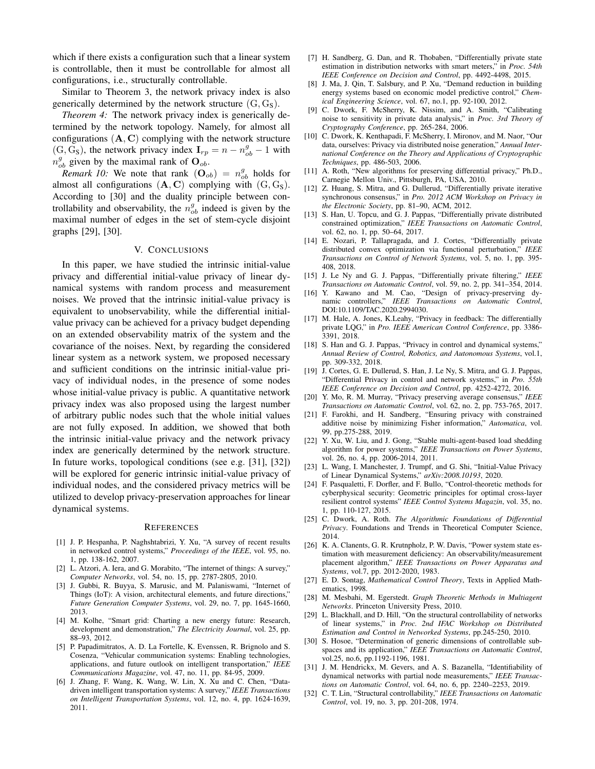which if there exists a configuration such that a linear system is controllable, then it must be controllable for almost all configurations, i.e., structurally controllable.

Similar to Theorem 3, the network privacy index is also generically determined by the network structure $(\mathrm{G}, \mathrm{G}_\mathrm{S})$.

*Theorem 4:* The network privacy index is generically determined by the network topology. Namely, for almost all configurations $(\mathbf{A}, \mathbf{C})$ complying with the network structure $(\mathrm{G}, \mathrm{G}_\mathrm{S})$, the network privacy index $\mathbf{I}_{rp} = n - n_{ob}^g - 1$ with $n_{ob}^g$ given by the maximal rank of $\mathbf{O}_{ob}$.

*Remark 10:* We note that rank $(\mathbf{O}_{ob}) = n_{ob}^g$ holds for almost all configurations $(\mathbf{A}, \mathbf{C})$ complying with $(\mathrm{G}, \mathrm{G}_\mathrm{S})$. According to [30] and the duality principle between controllability and observability, the $n_{ob}^g$ indeed is given by the maximal number of edges in the set of stem-cycle disjoint graphs [29], [30].

## V. Conclusions

In this paper, we have studied the intrinsic initial-value privacy and differential initial-value privacy of linear dynamical systems with random process and measurement noises. We proved that the intrinsic initial-value privacy is equivalent to unobservability, while the differential initial-value privacy can be achieved for a privacy budget depending on an extended observability matrix of the system and the covariance of the noises. Next, by regarding the considered linear system as a network system, we proposed necessary and sufficient conditions on the intrinsic initial-value privacy of individual nodes, in the presence of some nodes whose initial-value privacy is public. A quantitative network privacy index was also proposed using the largest number of arbitrary public nodes such that the whole initial values are not fully exposed. In addition, we showed that both the intrinsic initial-value privacy and the network privacy index are generically determined by the network structure. In future works, topological conditions (see e.g. [31], [32]) will be explored for generic intrinsic initial-value privacy of individual nodes, and the considered privacy metrics will be utilized to develop privacy-preservation approaches for linear dynamical systems.

## References

[1] J. P. Hespanha, P. Naghshtabrizi, Y. Xu, "A survey of recent results in networked control systems," *Proceedings of the IEEE*, vol. 95, no. 1, pp. 138-162, 2007.

[2] L. Atzori, A. Iera, and G. Morabito, "The internet of things: A survey," *Computer Networks*, vol. 54, no. 15, pp. 2787-2805, 2010.

[3] J. Gubbi, R. Buyya, S. Marusic, and M. Palaniswami, "Internet of Things (IoT): A vision, architectural elements, and future directions," *Future Generation Computer Systems*, vol. 29, no. 7, pp. 1645-1660, 2013.

[4] M. Kolhe, "Smart grid: Charting a new energy future: Research, development and demonstration," *The Electricity Journal*, vol. 25, pp. 88–93, 2012.

[5] P. Papadimitratos, A. D. La Fortelle, K. Evenssen, R. Brignolo and S. Cosenza, "Vehicular communication systems: Enabling technologies, applications, and future outlook on intelligent transportation," *IEEE Communications Magazine*, vol. 47, no. 11, pp. 84-95, 2009.

[6] J. Zhang, F. Wang, K. Wang, W. Lin, X. Xu and C. Chen, "Data-driven intelligent transportation systems: A survey," *IEEE Transactions on Intelligent Transportation Systems*, vol. 12, no. 4, pp. 1624-1639, 2011.

[7] H. Sandberg, G. Dan, and R. Thobaben, "Differentially private state estimation in distribution networks with smart meters," in *Proc. 54th IEEE Conference on Decision and Control*, pp. 4492-4498, 2015.

[8] J. Ma, J. Qin, T. Salsbury, and P. Xu, "Demand reduction in building energy systems based on economic model predictive control," *Chemical Engineering Science*, vol. 67, no.1, pp. 92-100, 2012.

[9] C. Dwork, F. McSherry, K. Nissim, and A. Smith, "Calibrating noise to sensitivity in private data analysis," in *Proc. 3rd Theory of Cryptography Conference*, pp. 265-284, 2006.

[10] C. Dwork, K. Kenthapadi, F. McSherry, I. Mironov, and M. Naor, "Our data, ourselves: Privacy via distributed noise generation," *Annual International Conference on the Theory and Applications of Cryptographic Techniques*, pp. 486-503, 2006.

[11] A. Roth, "New algorithms for preserving differential privacy," Ph.D., Carnegie Mellon Univ., Pittsburgh, PA, USA, 2010.

[12] Z. Huang, S. Mitra, and G. Dullerud, "Differentially private iterative synchronous consensus," in *Pro. 2012 ACM Workshop on Privacy in the Electronic Society*, pp. 81–90, ACM, 2012.

[13] S. Han, U. Topcu, and G. J. Pappas, "Differentially private distributed constrained optimization," *IEEE Transactions on Automatic Control*, vol. 62, no. 1, pp. 50–64, 2017.

[14] E. Nozari, P. Tallapragada, and J. Cortes, "Differentially private distributed convex optimization via functional perturbation," *IEEE Transactions on Control of Network Systems*, vol. 5, no. 1, pp. 395-408, 2018.

[15] J. Le Ny and G. J. Pappas, "Differentially private filtering," *IEEE Transactions on Automatic Control*, vol. 59, no. 2, pp. 341–354, 2014.

[16] Y. Kawano and M. Cao, "Design of privacy-preserving dynamic controllers," *IEEE Transactions on Automatic Control*, DOI:10.1109/TAC.2020.2994030.

[17] M. Hale, A. Jones, K.Leahy, "Privacy in feedback: The differentially private LQG," in *Pro. IEEE American Control Conference*, pp. 3386-3391, 2018.

[18] S. Han and G. J. Pappas, "Privacy in control and dynamical systems," *Annual Review of Control, Robotics, and Autonomous Systems*, vol.1, pp. 309-332, 2018.

[19] J. Cortes, G. E. Dullerud, S. Han, J. Le Ny, S. Mitra, and G. J. Pappas, "Differential Privacy in control and network systems," in *Pro. 55th IEEE Conference on Decision and Control*, pp. 4252-4272, 2016.

[20] Y. Mo, R. M. Murray, "Privacy preserving average consensus," *IEEE Transactions on Automatic Control*, vol. 62, no. 2, pp. 753-765, 2017.

[21] F. Farokhi, and H. Sandberg, "Ensuring privacy with constrained additive noise by minimizing Fisher information," *Automatica*, vol. 99, pp.275-288, 2019.

[22] Y. Xu, W. Liu, and J. Gong, "Stable multi-agent-based load shedding algorithm for power systems," *IEEE Transactions on Power Systems*, vol. 26, no. 4, pp. 2006-2014, 2011.

[23] L. Wang, I. Manchester, J. Trumpf, and G. Shi, "Initial-Value Privacy of Linear Dynamical Systems," *arXiv:2008.10193*, 2020.

[24] F. Pasqualetti, F. Dorfler, and F. Bullo, "Control-theoretic methods for cyberphysical security: Geometric principles for optimal cross-layer resilient control systems" *IEEE Control Systems Magazin*, vol. 35, no. 1, pp. 110-127, 2015.

[25] C. Dwork, A. Roth. *The Algorithmic Foundations of Differential Privacy*. Foundations and Trends in Theoretical Computer Science, 2014.

[26] K. A. Clanents, G. R. Krutnpholz, P. W. Davis, "Power system state estimation with measurement deficiency: An observability/measurement placement algorithm," *IEEE Transactions on Power Apparatus and Systems*, vol.7, pp. 2012-2020, 1983.

[27] E. D. Sontag, *Mathematical Control Theory*, Texts in Applied Mathematics, 1998.

[28] M. Mesbahi, M. Egerstedt. *Graph Theoretic Methods in Multiagent Networks*. Princeton University Press, 2010.

[29] L. Blackhall, and D. Hill, "On the structural controllability of networks of linear systems," in *Proc. 2nd IFAC Workshop on Distributed Estimation and Control in Networked Systems*, pp.245-250, 2010.

[30] S. Hosoe, "Determination of generic dimensions of controllable subspaces and its application," *IEEE Transactions on Automatic Control*, vol.25, no.6, pp.1192-1196, 1981.

[31] J. M. Hendrickx, M. Gevers, and A. S. Bazanella, "Identifiability of dynamical networks with partial node measurements," *IEEE Transactions on Automatic Control*, vol. 64, no. 6, pp. 2240–2253, 2019.

[32] C. T. Lin, "Structural controllability," *IEEE Transactions on Automatic Control*, vol. 19, no. 3, pp. 201-208, 1974.